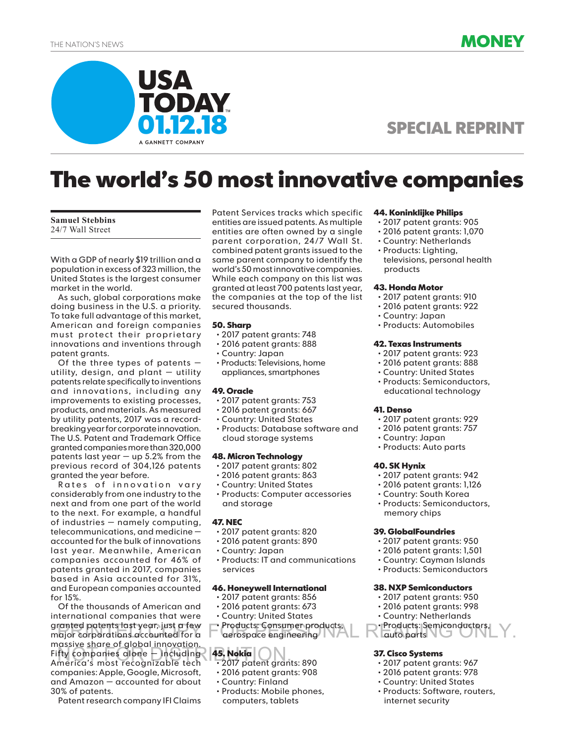THE NATION'S NEWS

MONEY

USA TODAY 01.12.18

A GANNETT COMPANY

SPECIAL REPRINT

# The world's 50 most innovative companies

**Samuel Stebbins**
24/7 Wall Street

With a GDP of nearly $19 trillion and a population in excess of 323 million, the United States is the largest consumer market in the world.

As such, global corporations make doing business in the U.S. a priority. To take full advantage of this market, American and foreign companies must protect their proprietary innovations and inventions through patent grants.

Of the three types of patents — utility, design, and plant — utility patents relate specifically to inventions and innovations, including any improvements to existing processes, products, and materials. As measured by utility patents, 2017 was a record-breaking year for corporate innovation. The U.S. Patent and Trademark Office granted companies more than 320,000 patents last year — up 5.2% from the previous record of 304,126 patents granted the year before.

Rates of innovation vary considerably from one industry to the next and from one part of the world to the next. For example, a handful of industries — namely computing, telecommunications, and medicine — accounted for the bulk of innovations last year. Meanwhile, American companies accounted for 46% of patents granted in 2017, companies based in Asia accounted for 31%, and European companies accounted for 15%.

Of the thousands of American and international companies that were granted patents last year, just a few major corporations accounted for a massive share of global innovation. Fifty companies alone — including America's most recognizable tech companies: Apple, Google, Microsoft, and Amazon — accounted for about 30% of patents.

Patent research company IFI Claims Patent Services tracks which specific entities are issued patents. As multiple entities are often owned by a single parent corporation, 24/7 Wall St. combined patent grants issued to the same parent company to identify the world's 50 most innovative companies. While each company on this list was granted at least 700 patents last year, the companies at the top of the list secured thousands.

**50. Sharp**
- 2017 patent grants: 748
- 2016 patent grants: 888
- Country: Japan
- Products: Televisions, home appliances, smartphones

**49. Oracle**
- 2017 patent grants: 753
- 2016 patent grants: 667
- Country: United States
- Products: Database software and cloud storage systems

**48. Micron Technology**
- 2017 patent grants: 802
- 2016 patent grants: 863
- Country: United States
- Products: Computer accessories and storage

**47. NEC**
- 2017 patent grants: 820
- 2016 patent grants: 890
- Country: Japan
- Products: IT and communications services

**46. Honeywell International**
- 2017 patent grants: 856
- 2016 patent grants: 673
- Country: United States
- Products: Consumer products, aerospace engineering

**45. Nokia**
- 2017 patent grants: 890
- 2016 patent grants: 908
- Country: Finland
- Products: Mobile phones, computers, tablets

**44. Koninklijke Philips**
- 2017 patent grants: 905
- 2016 patent grants: 1,070
- Country: Netherlands
- Products: Lighting, televisions, personal health products

**43. Honda Motor**
- 2017 patent grants: 910
- 2016 patent grants: 922
- Country: Japan
- Products: Automobiles

**42. Texas Instruments**
- 2017 patent grants: 923
- 2016 patent grants: 888
- Country: United States
- Products: Semiconductors, educational technology

**41. Denso**
- 2017 patent grants: 929
- 2016 patent grants: 757
- Country: Japan
- Products: Auto parts

**40. SK Hynix**
- 2017 patent grants: 942
- 2016 patent grants: 1,126
- Country: South Korea
- Products: Semiconductors, memory chips

**39. GlobalFoundries**
- 2017 patent grants: 950
- 2016 patent grants: 1,501
- Country: Cayman Islands
- Products: Semiconductors

**38. NXP Semiconductors**
- 2017 patent grants: 950
- 2016 patent grants: 998
- Country: Netherlands
- Products: Semiconductors, auto parts

**37. Cisco Systems**
- 2017 patent grants: 967
- 2016 patent grants: 978
- Country: United States
- Products: Software, routers, internet security

PRINTED COPY FOR PERSONAL READING ONLY. NOT FOR DISTRIBUTION.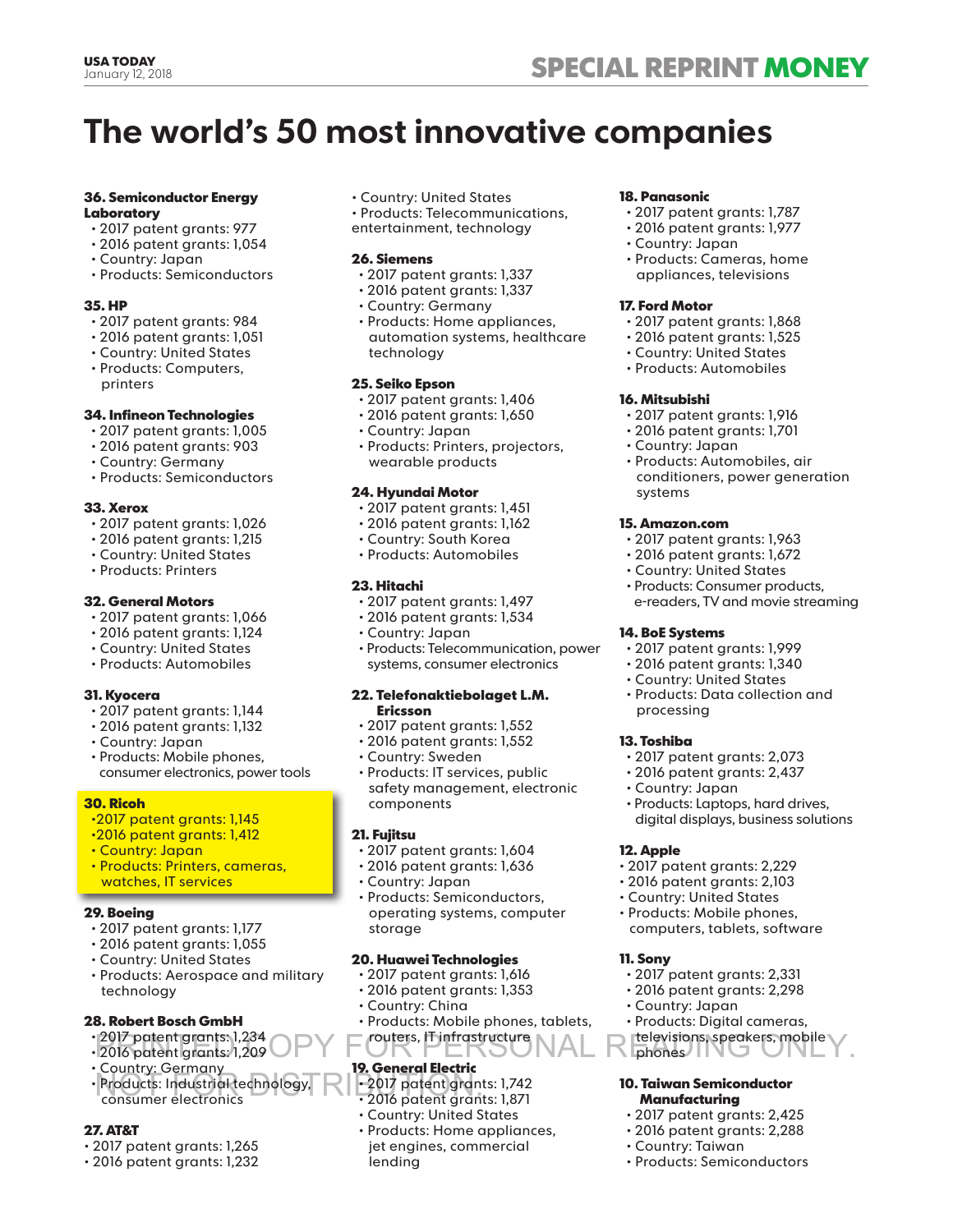# The world's 50 most innovative companies

**36. Semiconductor Energy Laboratory**
- 2017 patent grants: 977
- 2016 patent grants: 1,054
- Country: Japan
- Products: Semiconductors

**35. HP**
- 2017 patent grants: 984
- 2016 patent grants: 1,051
- Country: United States
- Products: Computers, printers

**34. Infineon Technologies**
- 2017 patent grants: 1,005
- 2016 patent grants: 903
- Country: Germany
- Products: Semiconductors

**33. Xerox**
- 2017 patent grants: 1,026
- 2016 patent grants: 1,215
- Country: United States
- Products: Printers

**32. General Motors**
- 2017 patent grants: 1,066
- 2016 patent grants: 1,124
- Country: United States
- Products: Automobiles

**31. Kyocera**
- 2017 patent grants: 1,144
- 2016 patent grants: 1,132
- Country: Japan
- Products: Mobile phones, consumer electronics, power tools

**30. Ricoh**
- 2017 patent grants: 1,145
- 2016 patent grants: 1,412
- Country: Japan
- Products: Printers, cameras, watches, IT services

**29. Boeing**
- 2017 patent grants: 1,177
- 2016 patent grants: 1,055
- Country: United States
- Products: Aerospace and military technology

**28. Robert Bosch GmbH**
- 2017 patent grants: 1,234
- 2016 patent grants: 1,209
- Country: Germany
- Products: Industrial technology, consumer electronics

**27. AT&T**
- 2017 patent grants: 1,265
- 2016 patent grants: 1,232
- Country: United States
- Products: Telecommunications, entertainment, technology

**26. Siemens**
- 2017 patent grants: 1,337
- 2016 patent grants: 1,337
- Country: Germany
- Products: Home appliances, automation systems, healthcare technology

**25. Seiko Epson**
- 2017 patent grants: 1,406
- 2016 patent grants: 1,650
- Country: Japan
- Products: Printers, projectors, wearable products

**24. Hyundai Motor**
- 2017 patent grants: 1,451
- 2016 patent grants: 1,162
- Country: South Korea
- Products: Automobiles

**23. Hitachi**
- 2017 patent grants: 1,497
- 2016 patent grants: 1,534
- Country: Japan
- Products: Telecommunication, power systems, consumer electronics

**22. Telefonaktiebolaget L.M. Ericsson**
- 2017 patent grants: 1,552
- 2016 patent grants: 1,552
- Country: Sweden
- Products: IT services, public safety management, electronic components

**21. Fujitsu**
- 2017 patent grants: 1,604
- 2016 patent grants: 1,636
- Country: Japan
- Products: Semiconductors, operating systems, computer storage

**20. Huawei Technologies**
- 2017 patent grants: 1,616
- 2016 patent grants: 1,353
- Country: China
- Products: Mobile phones, tablets, routers, IT infrastructure

**19. General Electric**
- 2017 patent grants: 1,742
- 2016 patent grants: 1,871
- Country: United States
- Products: Home appliances, jet engines, commercial lending

**18. Panasonic**
- 2017 patent grants: 1,787
- 2016 patent grants: 1,977
- Country: Japan
- Products: Cameras, home appliances, televisions

**17. Ford Motor**
- 2017 patent grants: 1,868
- 2016 patent grants: 1,525
- Country: United States
- Products: Automobiles

**16. Mitsubishi**
- 2017 patent grants: 1,916
- 2016 patent grants: 1,701
- Country: Japan
- Products: Automobiles, air conditioners, power generation systems

**15. Amazon.com**
- 2017 patent grants: 1,963
- 2016 patent grants: 1,672
- Country: United States
- Products: Consumer products, e-readers, TV and movie streaming

**14. BoE Systems**
- 2017 patent grants: 1,999
- 2016 patent grants: 1,340
- Country: United States
- Products: Data collection and processing

**13. Toshiba**
- 2017 patent grants: 2,073
- 2016 patent grants: 2,437
- Country: Japan
- Products: Laptops, hard drives, digital displays, business solutions

**12. Apple**
- 2017 patent grants: 2,229
- 2016 patent grants: 2,103
- Country: United States
- Products: Mobile phones, computers, tablets, software

**11. Sony**
- 2017 patent grants: 2,331
- 2016 patent grants: 2,298
- Country: Japan
- Products: Digital cameras, televisions, speakers, mobile phones

**10. Taiwan Semiconductor Manufacturing**
- 2017 patent grants: 2,425
- 2016 patent grants: 2,288
- Country: Taiwan
- Products: Semiconductors

PRINTED COPY FOR PERSONAL READING ONLY. NOT FOR DISTRIBUTION.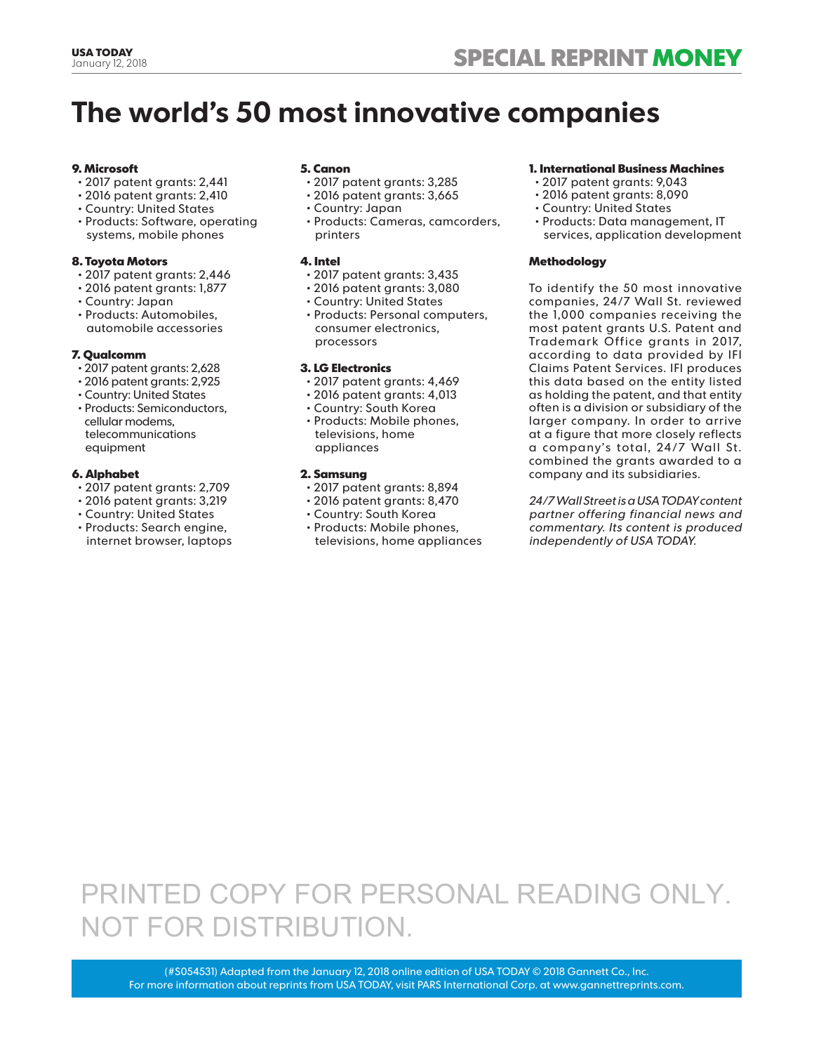# The world's 50 most innovative companies

**9. Microsoft**
- 2017 patent grants: 2,441
- 2016 patent grants: 2,410
- Country: United States
- Products: Software, operating systems, mobile phones

**8. Toyota Motors**
- 2017 patent grants: 2,446
- 2016 patent grants: 1,877
- Country: Japan
- Products: Automobiles, automobile accessories

**7. Qualcomm**
- 2017 patent grants: 2,628
- 2016 patent grants: 2,925
- Country: United States
- Products: Semiconductors, cellular modems, telecommunications equipment

**6. Alphabet**
- 2017 patent grants: 2,709
- 2016 patent grants: 3,219
- Country: United States
- Products: Search engine, internet browser, laptops

**5. Canon**
- 2017 patent grants: 3,285
- 2016 patent grants: 3,665
- Country: Japan
- Products: Cameras, camcorders, printers

**4. Intel**
- 2017 patent grants: 3,435
- 2016 patent grants: 3,080
- Country: United States
- Products: Personal computers, consumer electronics, processors

**3. LG Electronics**
- 2017 patent grants: 4,469
- 2016 patent grants: 4,013
- Country: South Korea
- Products: Mobile phones, televisions, home appliances

**2. Samsung**
- 2017 patent grants: 8,894
- 2016 patent grants: 8,470
- Country: South Korea
- Products: Mobile phones, televisions, home appliances

**1. International Business Machines**
- 2017 patent grants: 9,043
- 2016 patent grants: 8,090
- Country: United States
- Products: Data management, IT services, application development

**Methodology**

To identify the 50 most innovative companies, 24/7 Wall St. reviewed the 1,000 companies receiving the most patent grants U.S. Patent and Trademark Office grants in 2017, according to data provided by IFI Claims Patent Services. IFI produces this data based on the entity listed as holding the patent, and that entity often is a division or subsidiary of the larger company. In order to arrive at a figure that more closely reflects a company's total, 24/7 Wall St. combined the grants awarded to a company and its subsidiaries.

*24/7 Wall Street is a USA TODAY content partner offering financial news and commentary. Its content is produced independently of USA TODAY.*

PRINTED COPY FOR PERSONAL READING ONLY. NOT FOR DISTRIBUTION.

(#S054531) Adapted from the January 12, 2018 online edition of USA TODAY © 2018 Gannett Co., Inc.
For more information about reprints from USA TODAY, visit PARS International Corp. at www.gannettreprints.com.